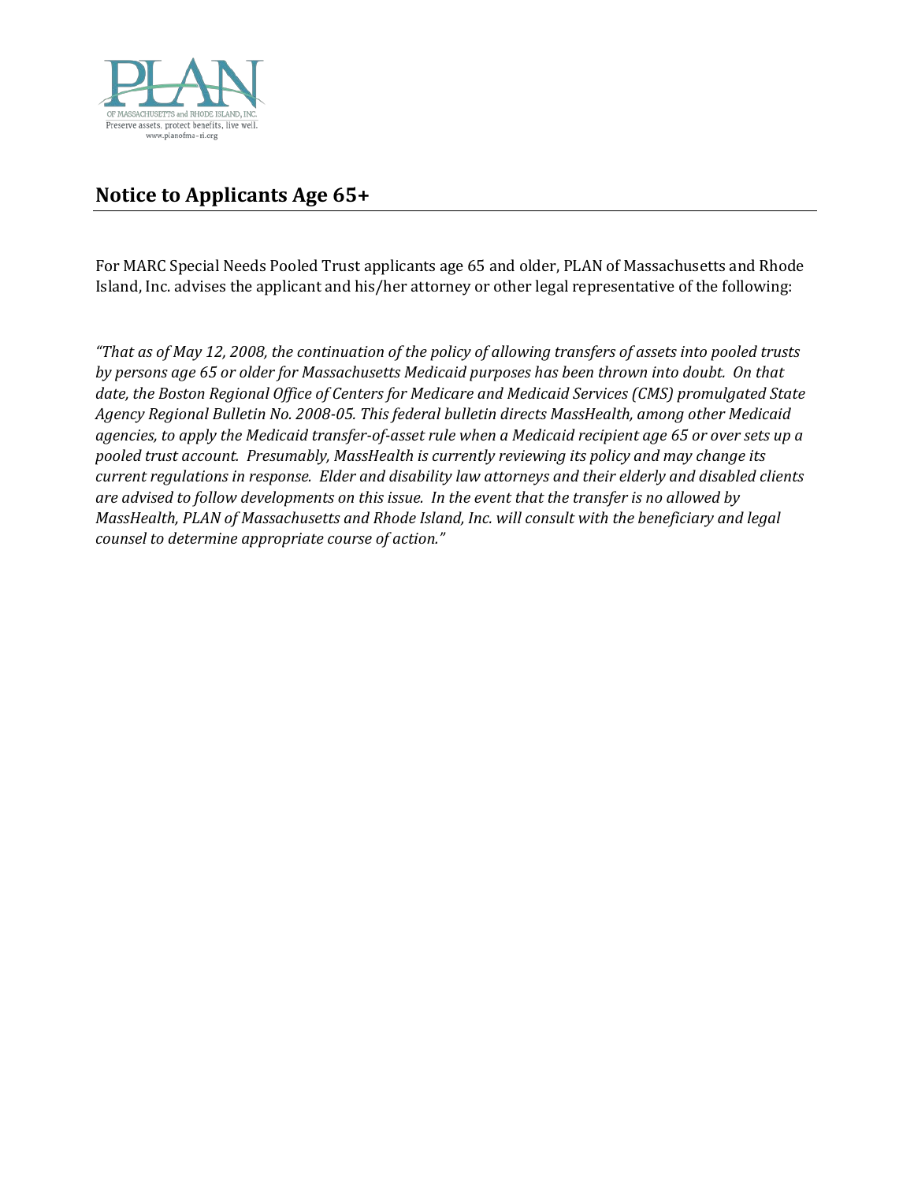PLAN OF MASSACHUSETTS and RHODE ISLAND, INC.
Preserve assets, protect benefits, live well.
www.planofma-ri.org

# Notice to Applicants Age 65+

For MARC Special Needs Pooled Trust applicants age 65 and older, PLAN of Massachusetts and Rhode Island, Inc. advises the applicant and his/her attorney or other legal representative of the following:

*"That as of May 12, 2008, the continuation of the policy of allowing transfers of assets into pooled trusts by persons age 65 or older for Massachusetts Medicaid purposes has been thrown into doubt. On that date, the Boston Regional Office of Centers for Medicare and Medicaid Services (CMS) promulgated State Agency Regional Bulletin No. 2008-05. This federal bulletin directs MassHealth, among other Medicaid agencies, to apply the Medicaid transfer-of-asset rule when a Medicaid recipient age 65 or over sets up a pooled trust account. Presumably, MassHealth is currently reviewing its policy and may change its current regulations in response. Elder and disability law attorneys and their elderly and disabled clients are advised to follow developments on this issue. In the event that the transfer is no allowed by MassHealth, PLAN of Massachusetts and Rhode Island, Inc. will consult with the beneficiary and legal counsel to determine appropriate course of action."*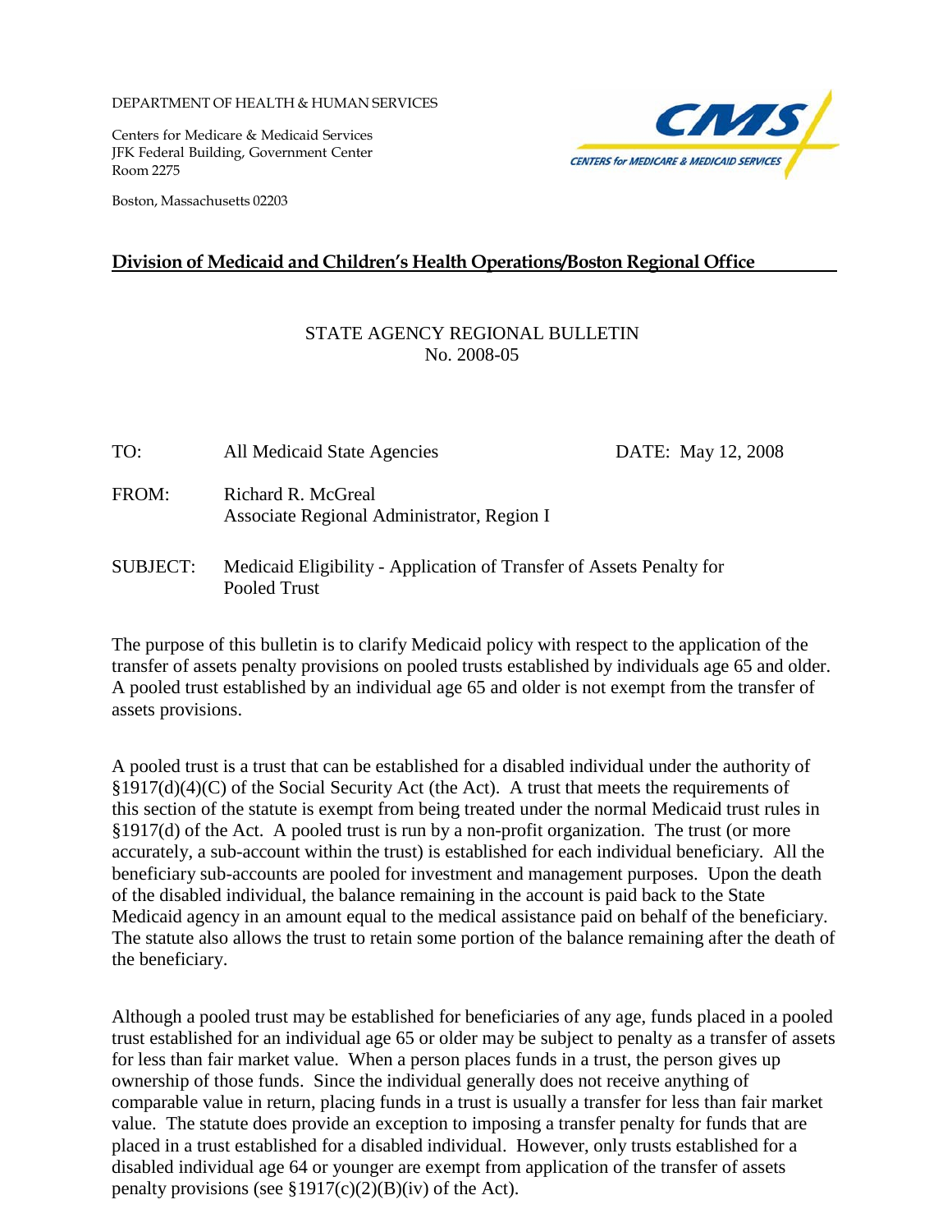DEPARTMENT OF HEALTH & HUMAN SERVICES

Centers for Medicare & Medicaid Services
JFK Federal Building, Government Center
Room 2275

Boston, Massachusetts 02203

CMS
CENTERS for MEDICARE & MEDICAID SERVICES

**Division of Medicaid and Children's Health Operations/Boston Regional Office**

STATE AGENCY REGIONAL BULLETIN
No. 2008-05

TO: All Medicaid State Agencies

DATE: May 12, 2008

FROM: Richard R. McGreal
Associate Regional Administrator, Region I

SUBJECT: Medicaid Eligibility - Application of Transfer of Assets Penalty for Pooled Trust

The purpose of this bulletin is to clarify Medicaid policy with respect to the application of the transfer of assets penalty provisions on pooled trusts established by individuals age 65 and older. A pooled trust established by an individual age 65 and older is not exempt from the transfer of assets provisions.

A pooled trust is a trust that can be established for a disabled individual under the authority of §1917(d)(4)(C) of the Social Security Act (the Act). A trust that meets the requirements of this section of the statute is exempt from being treated under the normal Medicaid trust rules in §1917(d) of the Act. A pooled trust is run by a non-profit organization. The trust (or more accurately, a sub-account within the trust) is established for each individual beneficiary. All the beneficiary sub-accounts are pooled for investment and management purposes. Upon the death of the disabled individual, the balance remaining in the account is paid back to the State Medicaid agency in an amount equal to the medical assistance paid on behalf of the beneficiary. The statute also allows the trust to retain some portion of the balance remaining after the death of the beneficiary.

Although a pooled trust may be established for beneficiaries of any age, funds placed in a pooled trust established for an individual age 65 or older may be subject to penalty as a transfer of assets for less than fair market value. When a person places funds in a trust, the person gives up ownership of those funds. Since the individual generally does not receive anything of comparable value in return, placing funds in a trust is usually a transfer for less than fair market value. The statute does provide an exception to imposing a transfer penalty for funds that are placed in a trust established for a disabled individual. However, only trusts established for a disabled individual age 64 or younger are exempt from application of the transfer of assets penalty provisions (see §1917(c)(2)(B)(iv) of the Act).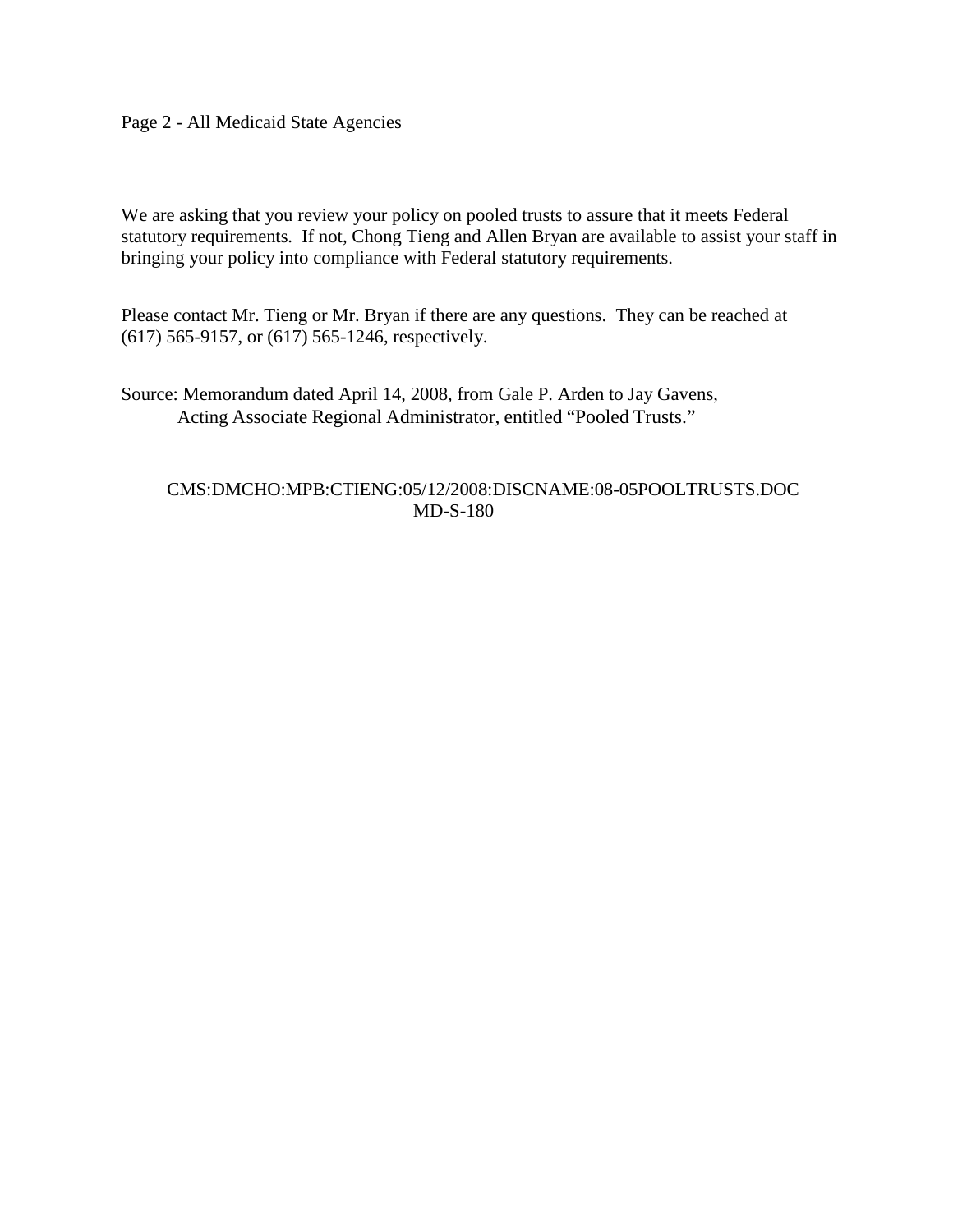We are asking that you review your policy on pooled trusts to assure that it meets Federal statutory requirements. If not, Chong Tieng and Allen Bryan are available to assist your staff in bringing your policy into compliance with Federal statutory requirements.

Please contact Mr. Tieng or Mr. Bryan if there are any questions. They can be reached at (617) 565-9157, or (617) 565-1246, respectively.

Source: Memorandum dated April 14, 2008, from Gale P. Arden to Jay Gavens, Acting Associate Regional Administrator, entitled "Pooled Trusts."

CMS:DMCHO:MPB:CTIENG:05/12/2008:DISCNAME:08-05POOLTRUSTS.DOC
MD-S-180